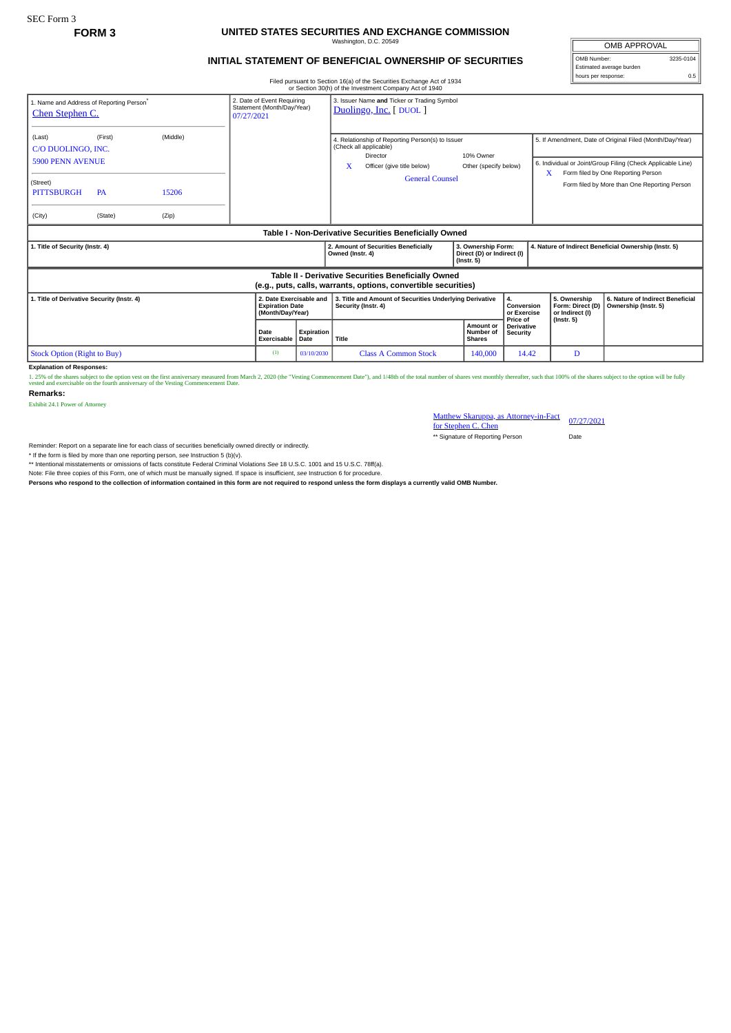SEC Form 3

**FORM 3**

# UNITED STATES SECURITIES AND EXCHANGE COMMISSION

Washington, D.C. 20549

## INITIAL STATEMENT OF BENEFICIAL OWNERSHIP OF SECURITIES

Filed pursuant to Section 16(a) of the Securities Exchange Act of 1934 or Section 30(h) of the Investment Company Act of 1940

| OMB APPROVAL | |
|---|---|
| OMB Number: | 3235-0104 |
| Estimated average burden | |
| hours per response: | 0.5 |

1. Name and Address of Reporting Person*
Chen Stephen C.

(Last) (First) (Middle)
C/O DUOLINGO, INC.
5900 PENN AVENUE

(Street)
PITTSBURGH PA 15206

(City) (State) (Zip)

2. Date of Event Requiring Statement (Month/Day/Year)
07/27/2021

3. Issuer Name and Ticker or Trading Symbol
Duolingo, Inc. [ DUOL ]

4. Relationship of Reporting Person(s) to Issuer (Check all applicable)
Director
10% Owner
X Officer (give title below)
Other (specify below)
General Counsel

5. If Amendment, Date of Original Filed (Month/Day/Year)

6. Individual or Joint/Group Filing (Check Applicable Line)
X Form filed by One Reporting Person
Form filed by More than One Reporting Person

**Table I - Non-Derivative Securities Beneficially Owned**

| 1. Title of Security (Instr. 4) | 2. Amount of Securities Beneficially Owned (Instr. 4) | 3. Ownership Form: Direct (D) or Indirect (I) (Instr. 5) | 4. Nature of Indirect Beneficial Ownership (Instr. 5) |
|---|---|---|---|

**Table II - Derivative Securities Beneficially Owned (e.g., puts, calls, warrants, options, convertible securities)**

| 1. Title of Derivative Security (Instr. 4) | 2. Date Exercisable and Expiration Date (Month/Day/Year) | | 3. Title and Amount of Securities Underlying Derivative Security (Instr. 4) | | 4. Conversion or Exercise Price of Derivative Security | 5. Ownership Form: Direct (D) or Indirect (I) (Instr. 5) | 6. Nature of Indirect Beneficial Ownership (Instr. 5) |
|---|---|---|---|---|---|---|---|
| | Date Exercisable | Expiration Date | Title | Amount or Number of Shares | | | |
| Stock Option (Right to Buy) | (1) | 03/10/2030 | Class A Common Stock | 140,000 | 14.42 | D | |

**Explanation of Responses:**

1. 25% of the shares subject to the option vest on the first anniversary measured from March 2, 2020 (the "Vesting Commencement Date"), and 1/48th of the total number of shares vest monthly thereafter, such that 100% of the shares subject to the option will be fully vested and exercisable on the fourth anniversary of the Vesting Commencement Date.

**Remarks:**

Exhibit 24.1 Power of Attorney

Matthew Skaruppa, as Attorney-in-Fact for Stephen C. Chen    07/27/2021

** Signature of Reporting Person    Date

Reminder: Report on a separate line for each class of securities beneficially owned directly or indirectly.

* If the form is filed by more than one reporting person, *see* Instruction 5 (b)(v).

** Intentional misstatements or omissions of facts constitute Federal Criminal Violations *See* 18 U.S.C. 1001 and 15 U.S.C. 78ff(a).

Note: File three copies of this Form, one of which must be manually signed. If space is insufficient, *see* Instruction 6 for procedure.

**Persons who respond to the collection of information contained in this form are not required to respond unless the form displays a currently valid OMB Number.**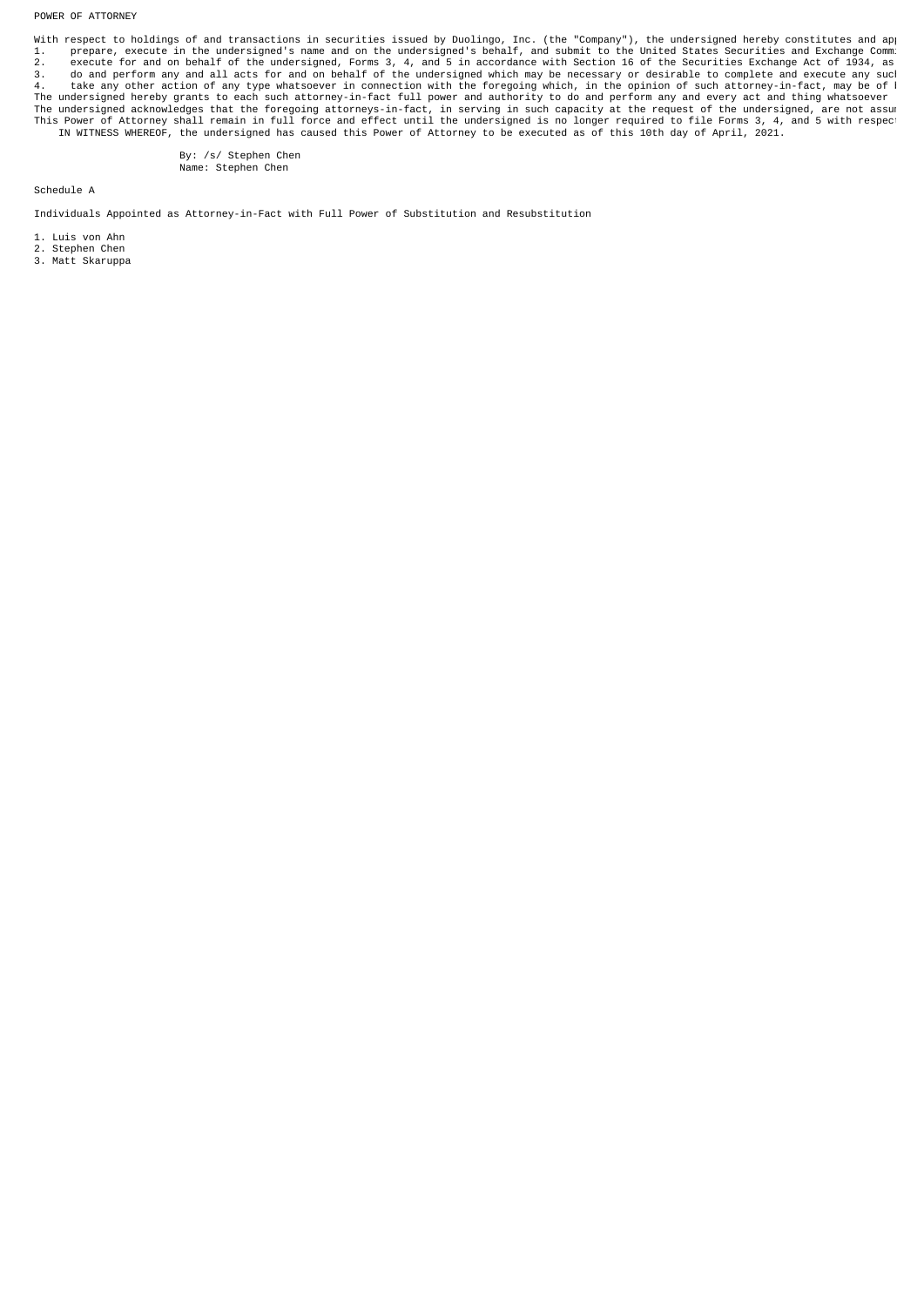POWER OF ATTORNEY

With respect to holdings of and transactions in securities issued by Duolingo, Inc. (the "Company"), the undersigned hereby constitutes and ap

1. prepare, execute in the undersigned's name and on the undersigned's behalf, and submit to the United States Securities and Exchange Comm
2. execute for and on behalf of the undersigned, Forms 3, 4, and 5 in accordance with Section 16 of the Securities Exchange Act of 1934, as
3. do and perform any and all acts for and on behalf of the undersigned which may be necessary or desirable to complete and execute any such
4. take any other action of any type whatsoever in connection with the foregoing which, in the opinion of such attorney-in-fact, may be of b

The undersigned hereby grants to each such attorney-in-fact full power and authority to do and perform any and every act and thing whatsoever

The undersigned acknowledges that the foregoing attorneys-in-fact, in serving in such capacity at the request of the undersigned, are not assu

This Power of Attorney shall remain in full force and effect until the undersigned is no longer required to file Forms 3, 4, and 5 with respec

IN WITNESS WHEREOF, the undersigned has caused this Power of Attorney to be executed as of this 10th day of April, 2021.

By: /s/ Stephen Chen
Name: Stephen Chen

Schedule A

Individuals Appointed as Attorney-in-Fact with Full Power of Substitution and Resubstitution

1. Luis von Ahn
2. Stephen Chen
3. Matt Skaruppa